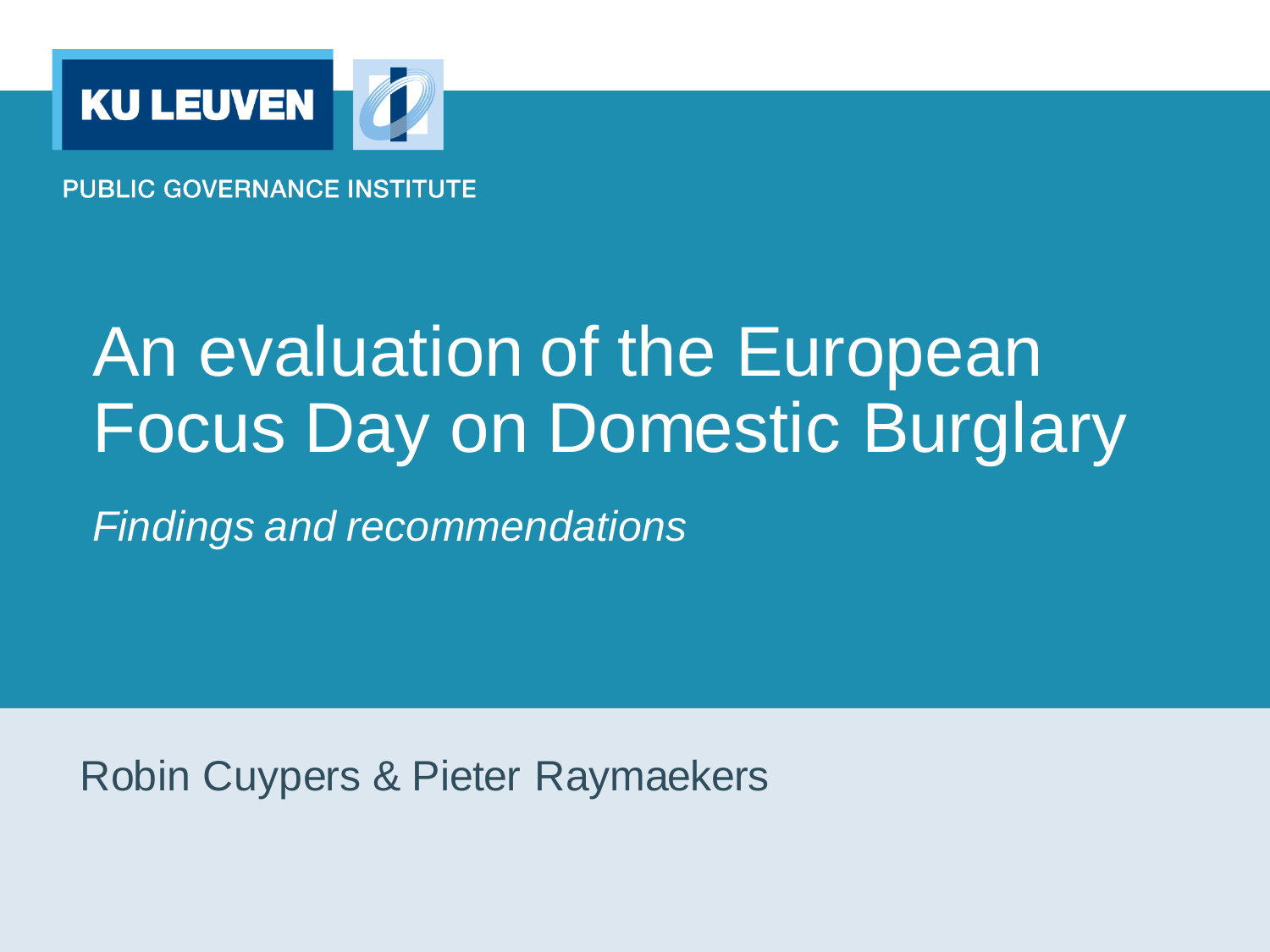KU LEUVEN

PUBLIC GOVERNANCE INSTITUTE

# An evaluation of the European Focus Day on Domestic Burglary

*Findings and recommendations*

Robin Cuypers & Pieter Raymaekers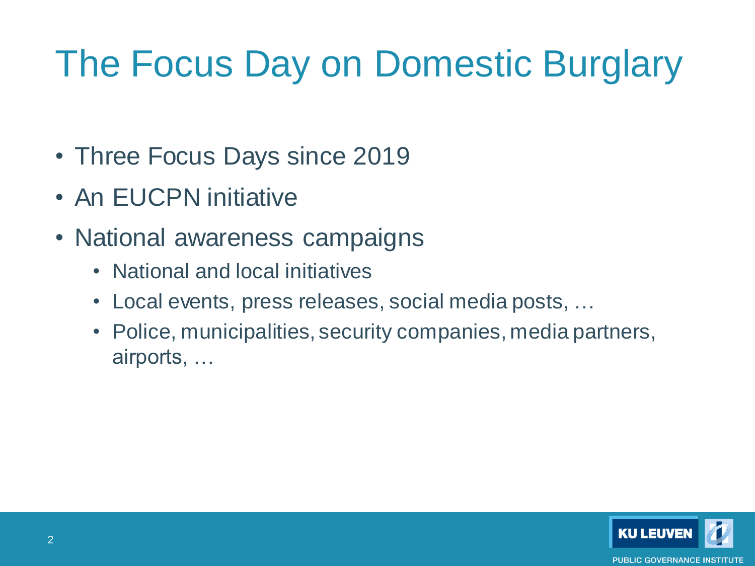# The Focus Day on Domestic Burglary

- Three Focus Days since 2019
- An EUCPN initiative
- National awareness campaigns
  - National and local initiatives
  - Local events, press releases, social media posts, …
  - Police, municipalities, security companies, media partners, airports, …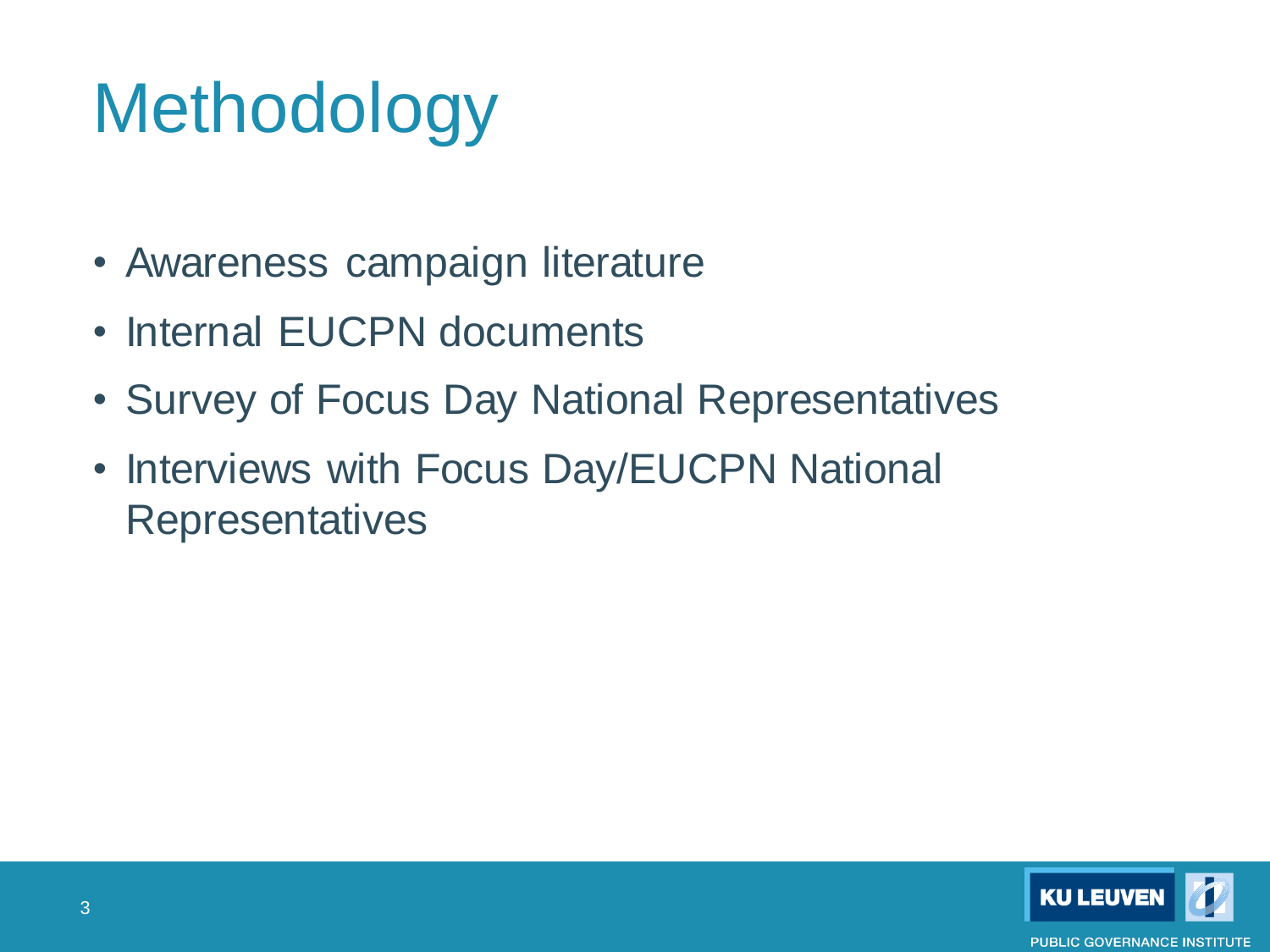# Methodology

- Awareness campaign literature
- Internal EUCPN documents
- Survey of Focus Day National Representatives
- Interviews with Focus Day/EUCPN National Representatives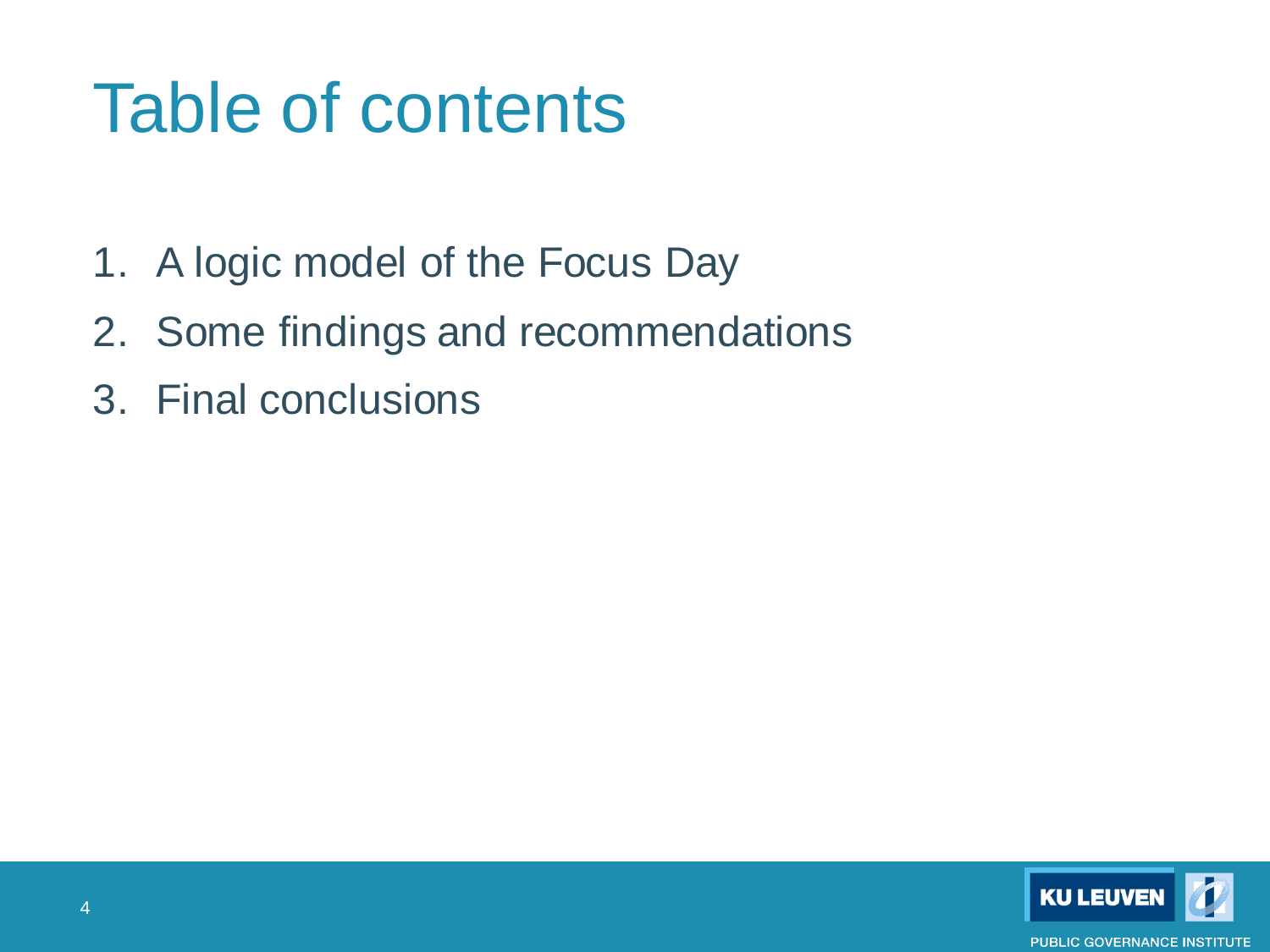# Table of contents

1. A logic model of the Focus Day
2. Some findings and recommendations
3. Final conclusions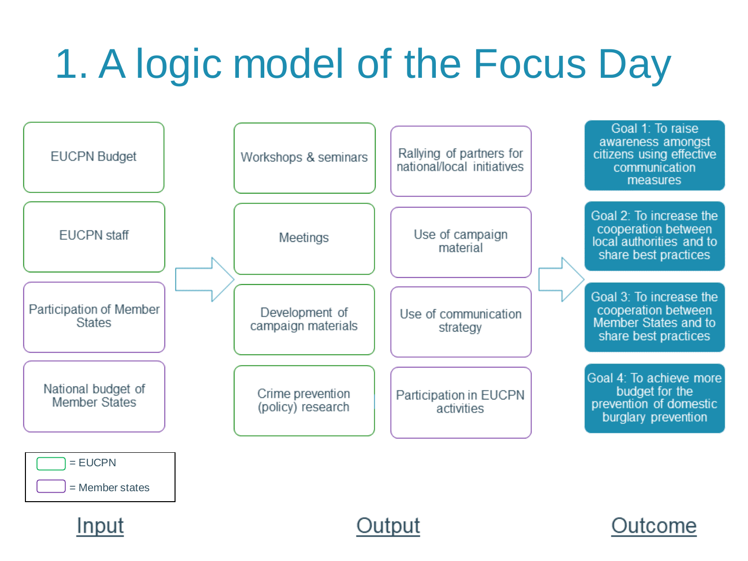# 1. A logic model of the Focus Day

**Input**

- EUCPN Budget
- EUCPN staff
- Participation of Member States
- National budget of Member States

**Output**

- Workshops & seminars
- Meetings
- Development of campaign materials
- Crime prevention (policy) research
- Rallying of partners for national/local initiatives
- Use of campaign material
- Use of communication strategy
- Participation in EUCPN activities

**Outcome**

- Goal 1: To raise awareness amongst citizens using effective communication measures
- Goal 2: To increase the cooperation between local authorities and to share best practices
- Goal 3: To increase the cooperation between Member States and to share best practices
- Goal 4: To achieve more budget for the prevention of domestic burglary prevention

Legend:
- Green box = EUCPN
- Purple box = Member states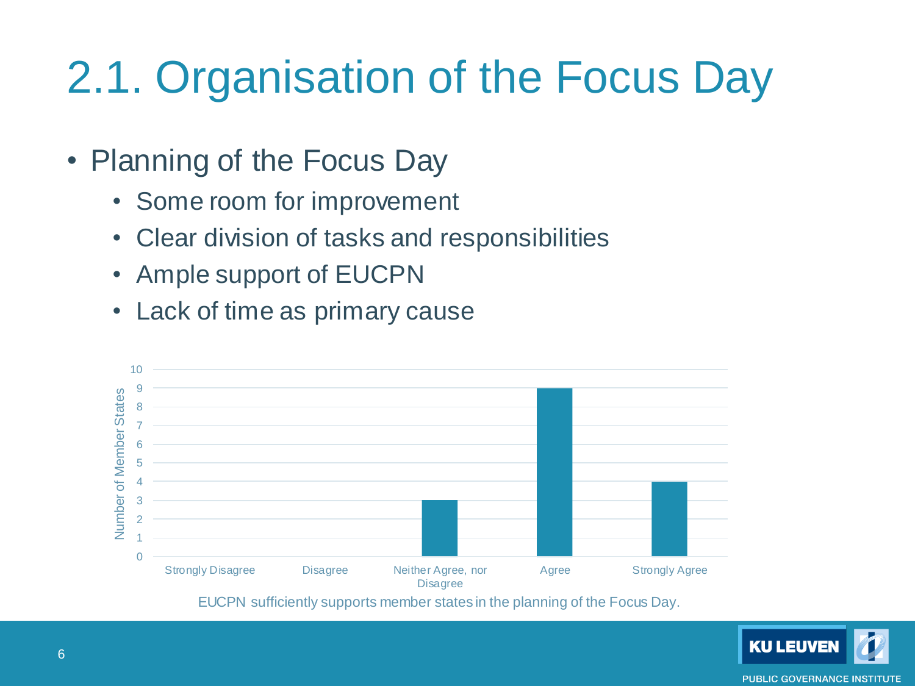# 2.1. Organisation of the Focus Day

- Planning of the Focus Day
  - Some room for improvement
  - Clear division of tasks and responsibilities
  - Ample support of EUCPN
  - Lack of time as primary cause

| Response | Number of Member States |
| --- | --- |
| Strongly Disagree | 0 |
| Disagree | 0 |
| Neither Agree, nor Disagree | 3 |
| Agree | 9 |
| Strongly Agree | 4 |

EUCPN sufficiently supports member states in the planning of the Focus Day.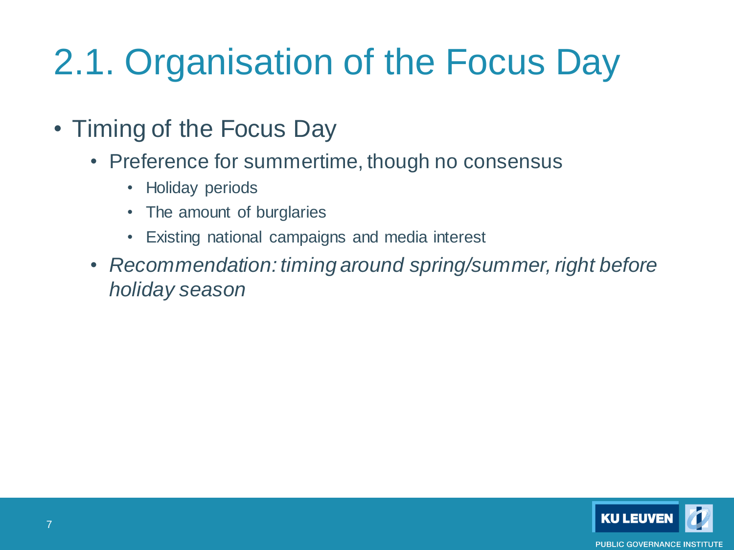# 2.1. Organisation of the Focus Day

- Timing of the Focus Day
  - Preference for summertime, though no consensus
    - Holiday periods
    - The amount of burglaries
    - Existing national campaigns and media interest
  - *Recommendation: timing around spring/summer, right before holiday season*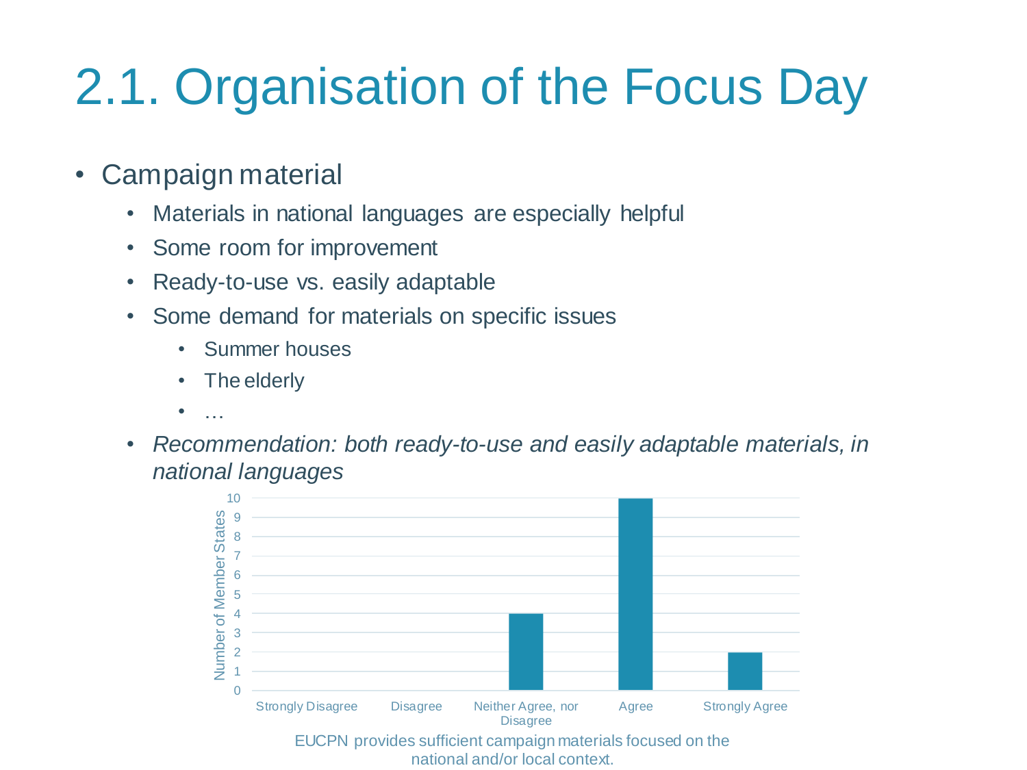# 2.1. Organisation of the Focus Day

- Campaign material
  - Materials in national languages are especially helpful
  - Some room for improvement
  - Ready-to-use vs. easily adaptable
  - Some demand for materials on specific issues
    - Summer houses
    - The elderly
    - …
  - *Recommendation: both ready-to-use and easily adaptable materials, in national languages*

| Response | Number of Member States |
|---|---|
| Strongly Disagree | 0 |
| Disagree | 0 |
| Neither Agree, nor Disagree | 4 |
| Agree | 10 |
| Strongly Agree | 2 |

EUCPN provides sufficient campaign materials focused on the national and/or local context.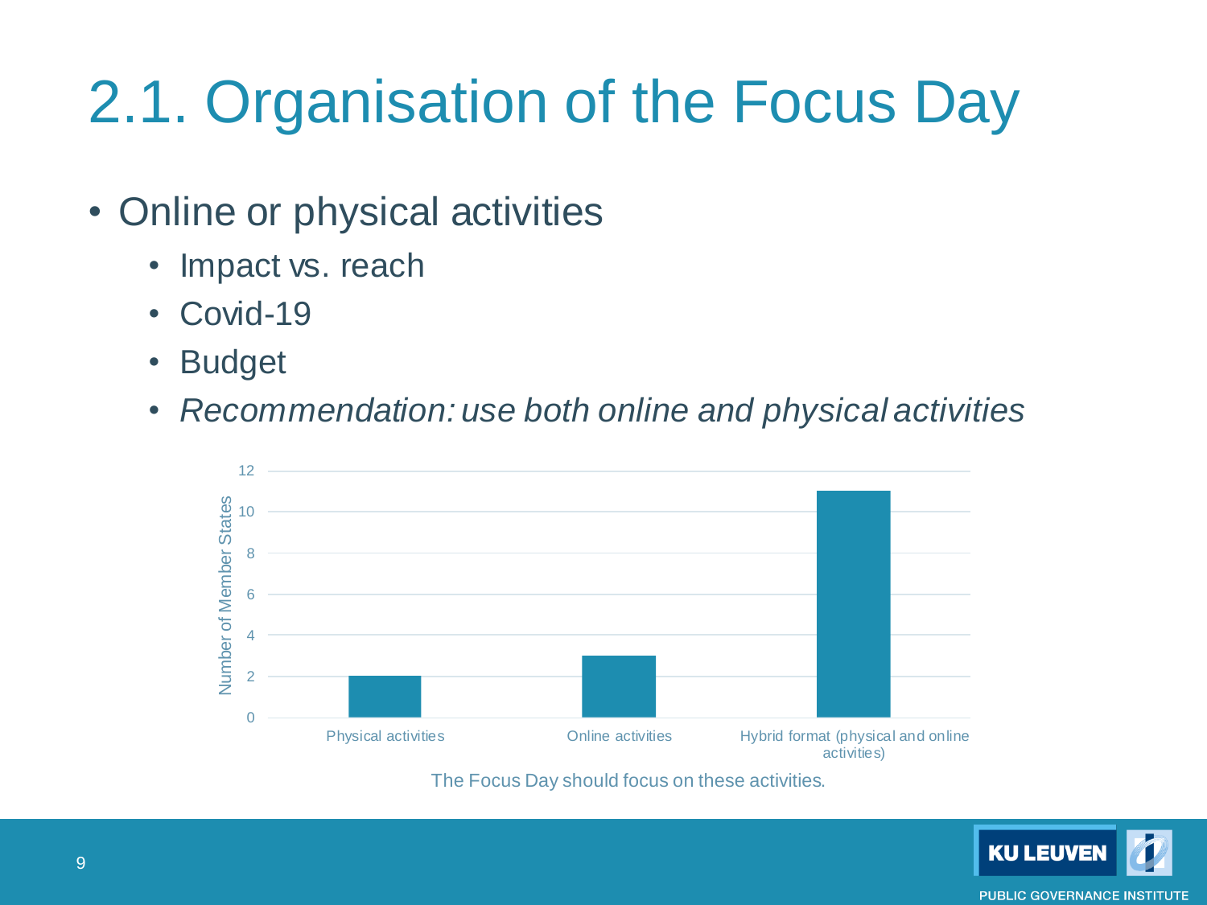# 2.1. Organisation of the Focus Day

- Online or physical activities
  - Impact vs. reach
  - Covid-19
  - Budget
  - *Recommendation: use both online and physical activities*

| The Focus Day should focus on these activities. | Number of Member States |
| --- | --- |
| Physical activities | 2 |
| Online activities | 3 |
| Hybrid format (physical and online activities) | 11 |

The Focus Day should focus on these activities.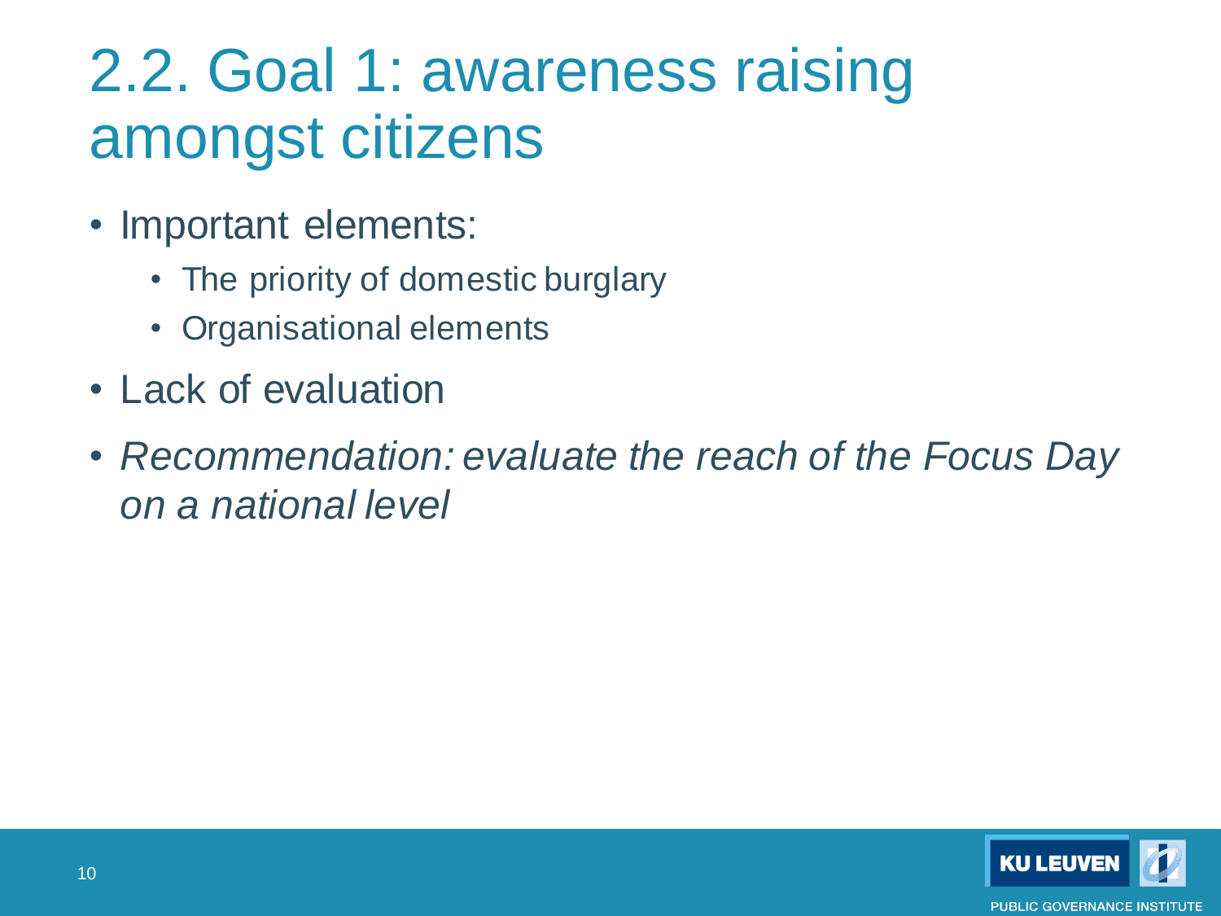# 2.2. Goal 1: awareness raising amongst citizens

- Important elements:
  - The priority of domestic burglary
  - Organisational elements
- Lack of evaluation
- *Recommendation: evaluate the reach of the Focus Day on a national level*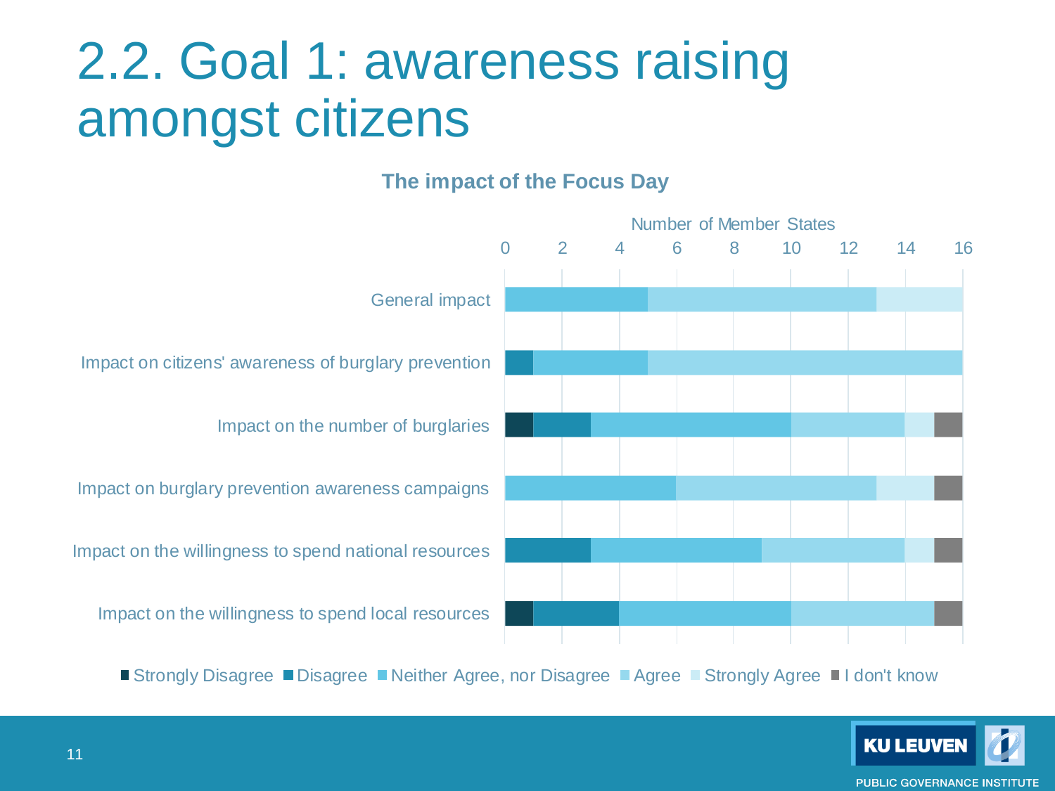# 2.2. Goal 1: awareness raising amongst citizens

**The impact of the Focus Day**

Number of Member States

| | Strongly Disagree | Disagree | Neither Agree, nor Disagree | Agree | Strongly Agree | I don't know |
|---|---|---|---|---|---|---|
| General impact | 0 | 0 | 5 | 8 | 3 | 0 |
| Impact on citizens' awareness of burglary prevention | 0 | 1 | 4 | 11 | 0 | 0 |
| Impact on the number of burglaries | 1 | 2 | 7 | 4 | 1 | 1 |
| Impact on burglary prevention awareness campaigns | 0 | 0 | 6 | 7 | 2 | 1 |
| Impact on the willingness to spend national resources | 0 | 3 | 6 | 5 | 1 | 1 |
| Impact on the willingness to spend local resources | 1 | 2 | 6 | 5 | 0 | 1 |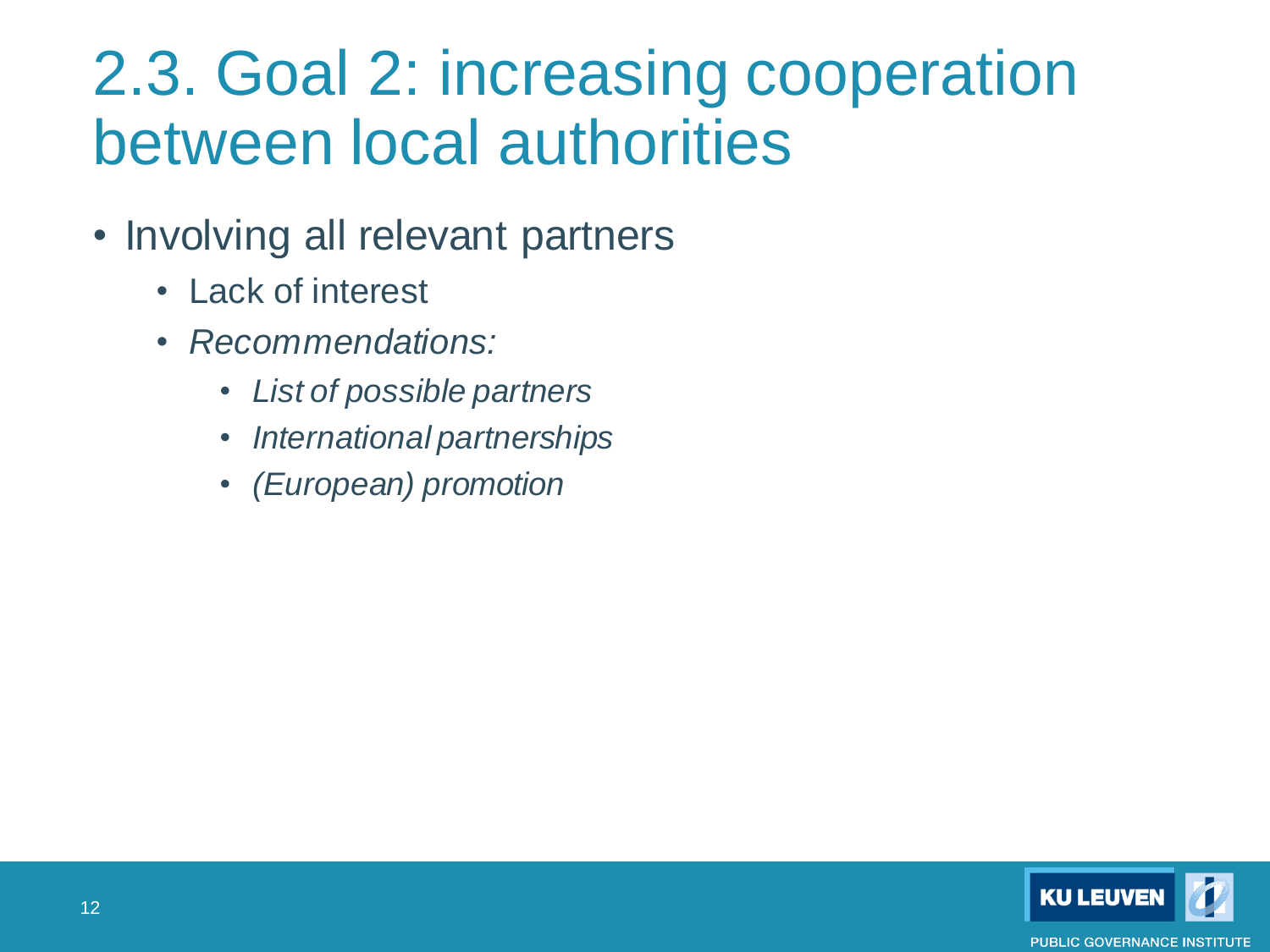# 2.3. Goal 2: increasing cooperation between local authorities

- Involving all relevant partners
  - Lack of interest
  - *Recommendations:*
    - *List of possible partners*
    - *International partnerships*
    - *(European) promotion*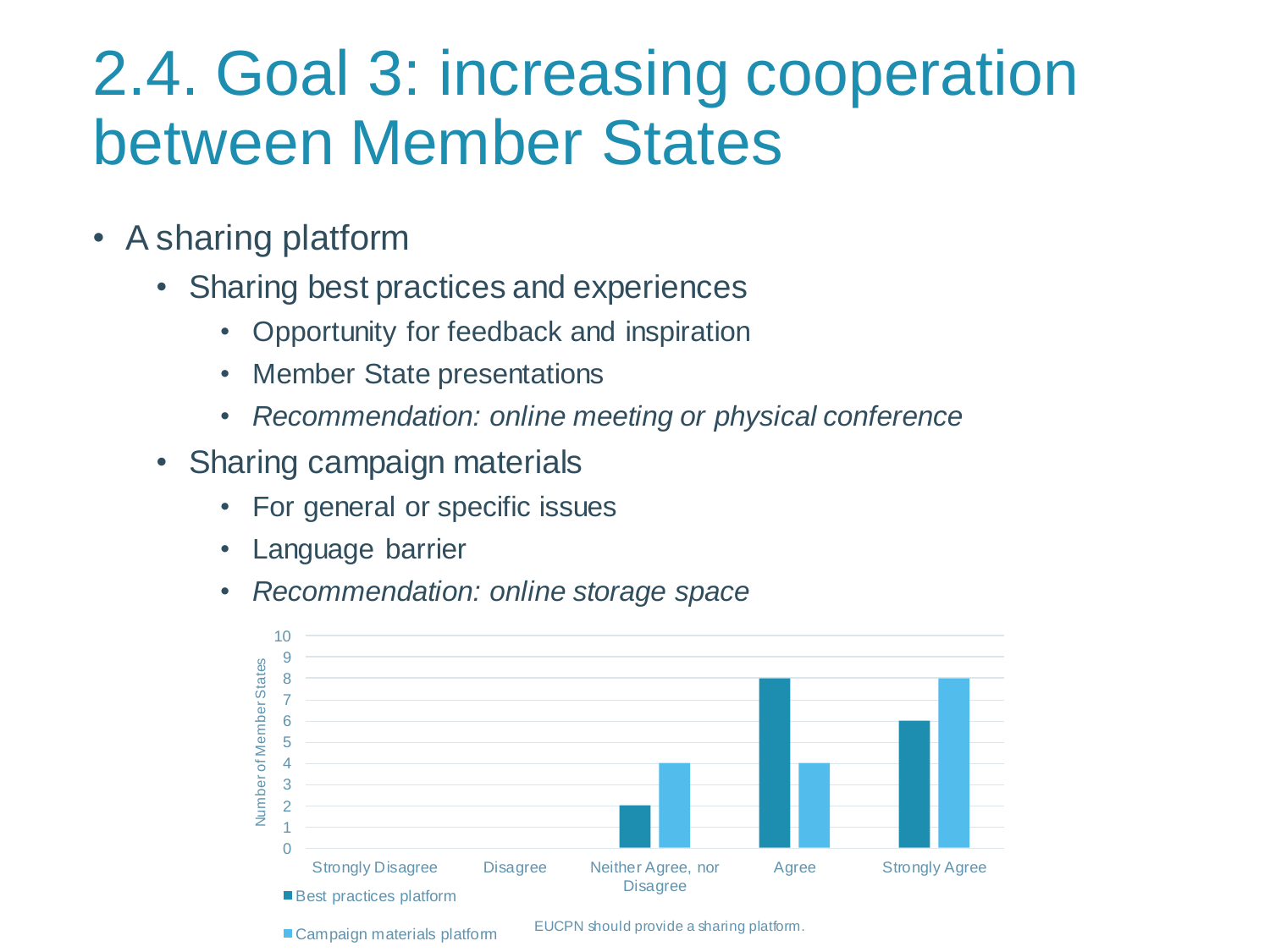# 2.4. Goal 3: increasing cooperation between Member States

- A sharing platform
  - Sharing best practices and experiences
    - Opportunity for feedback and inspiration
    - Member State presentations
    - *Recommendation: online meeting or physical conference*
  - Sharing campaign materials
    - For general or specific issues
    - Language barrier
    - *Recommendation: online storage space*

| Number of Member States | Strongly Disagree | Disagree | Neither Agree, nor Disagree | Agree | Strongly Agree |
|---|---|---|---|---|---|
| Best practices platform | 0 | 0 | 2 | 8 | 6 |
| Campaign materials platform | 0 | 0 | 4 | 4 | 8 |

EUCPN should provide a sharing platform.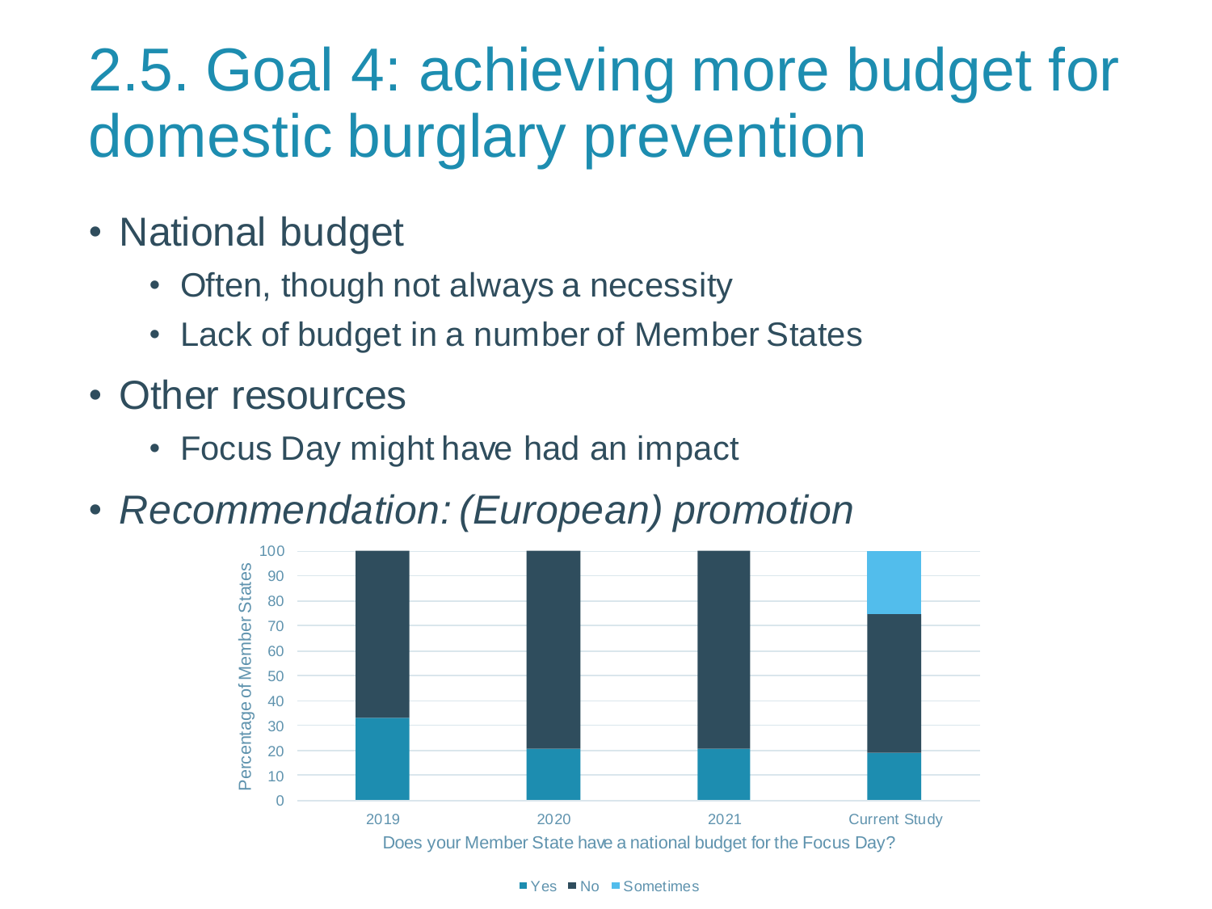# 2.5. Goal 4: achieving more budget for domestic burglary prevention

- National budget
  - Often, though not always a necessity
  - Lack of budget in a number of Member States
- Other resources
  - Focus Day might have had an impact
- *Recommendation: (European) promotion*

Does your Member State have a national budget for the Focus Day?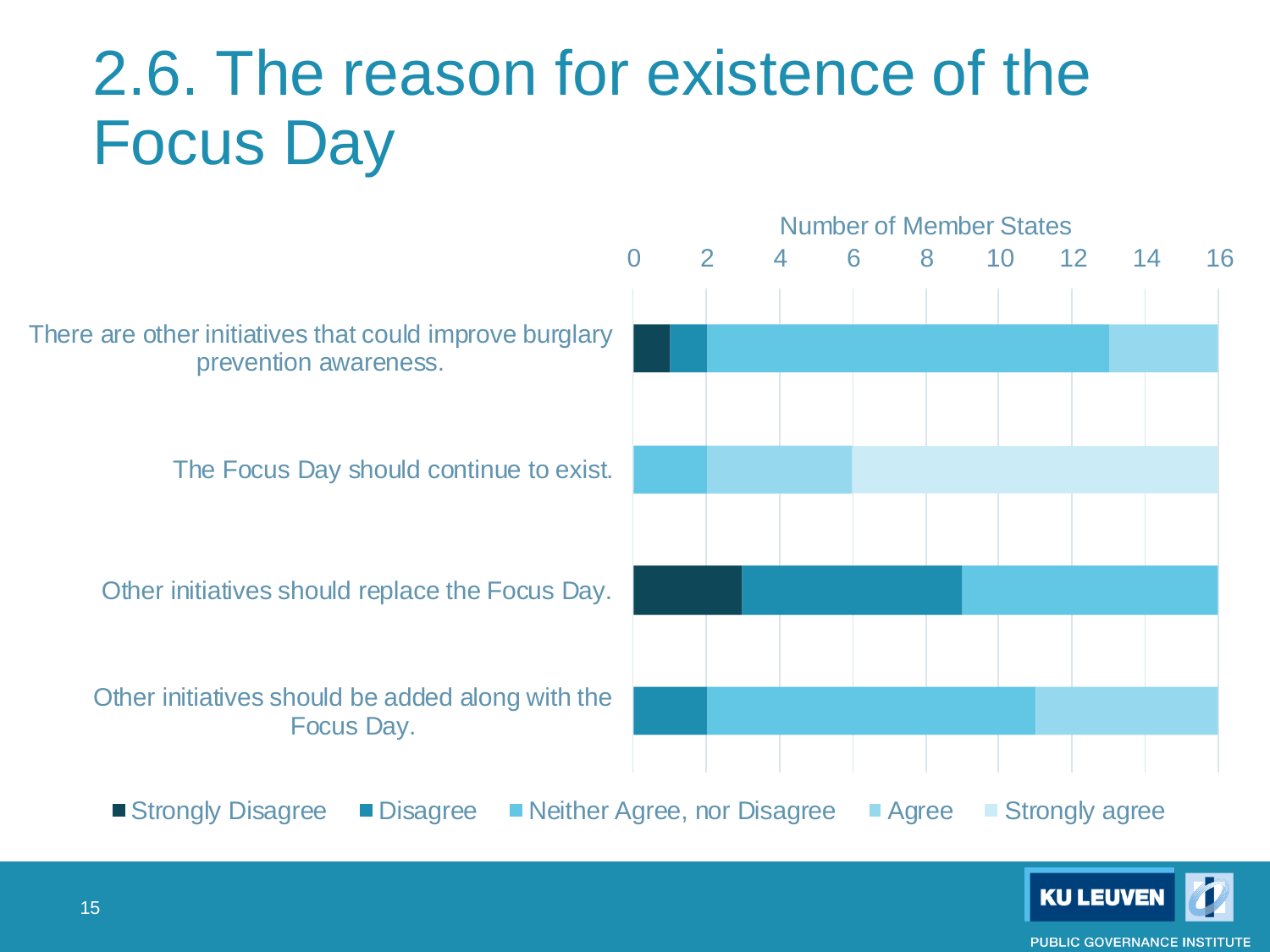# 2.6. The reason for existence of the Focus Day

Number of Member States

| | Strongly Disagree | Disagree | Neither Agree, nor Disagree | Agree | Strongly agree |
|---|---|---|---|---|---|
| There are other initiatives that could improve burglary prevention awareness. | 1 | 1 | 11 | 3 | |
| The Focus Day should continue to exist. | | | 2 | 4 | 10 |
| Other initiatives should replace the Focus Day. | 3 | 6 | 7 | | |
| Other initiatives should be added along with the Focus Day. | | 2 | 9 | 5 | |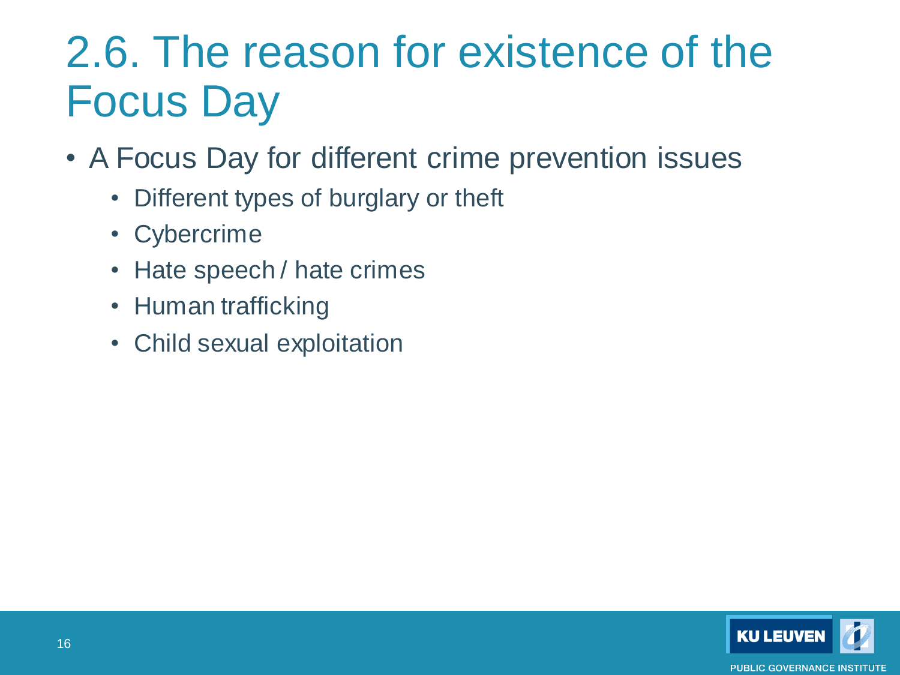# 2.6. The reason for existence of the Focus Day

- A Focus Day for different crime prevention issues
  - Different types of burglary or theft
  - Cybercrime
  - Hate speech / hate crimes
  - Human trafficking
  - Child sexual exploitation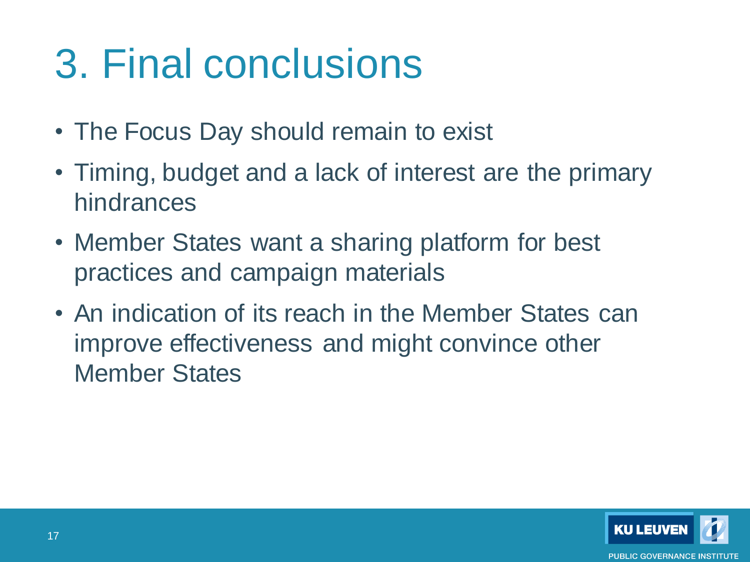# 3. Final conclusions

- The Focus Day should remain to exist
- Timing, budget and a lack of interest are the primary hindrances
- Member States want a sharing platform for best practices and campaign materials
- An indication of its reach in the Member States can improve effectiveness and might convince other Member States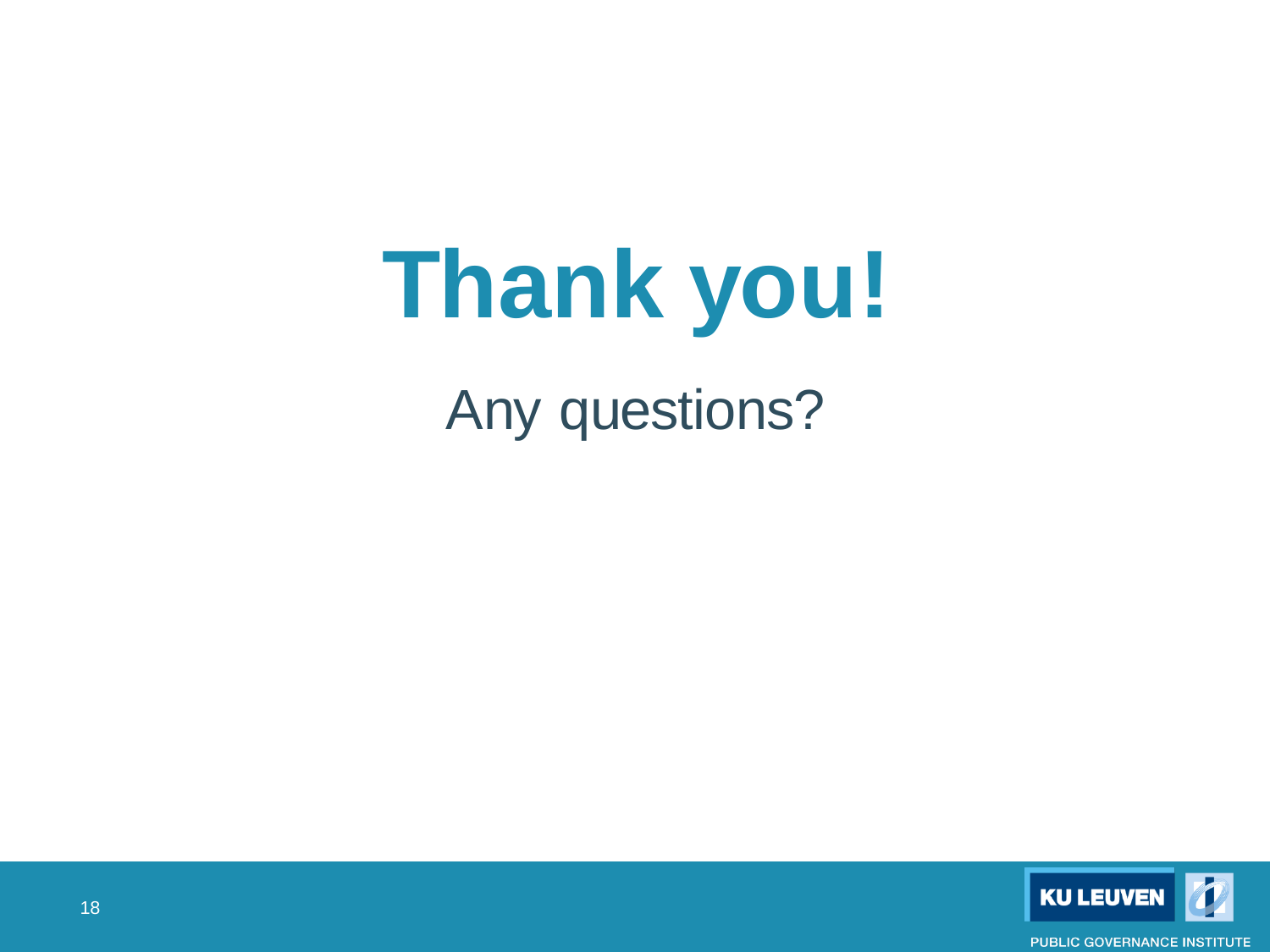# Thank you!

Any questions?